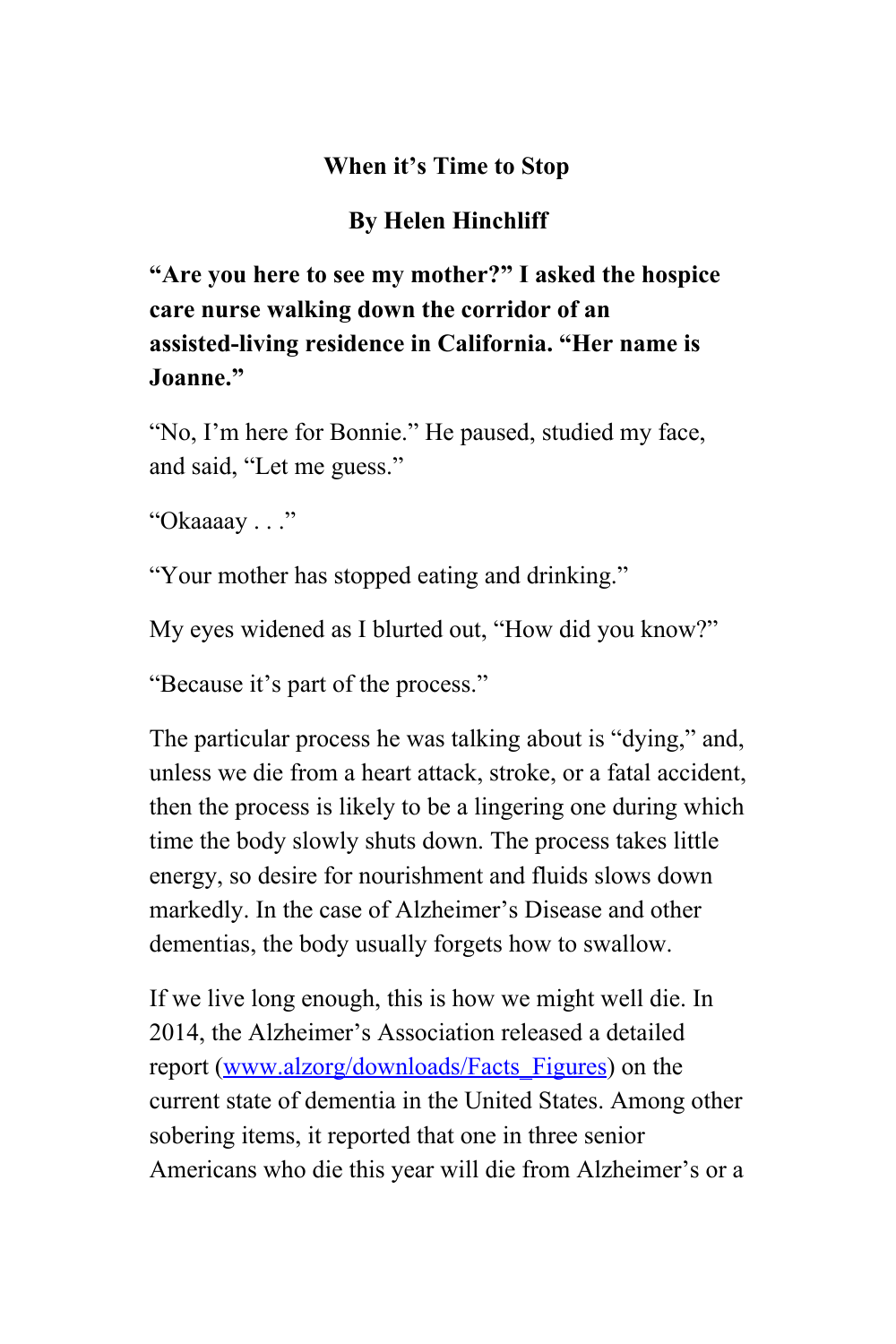# When it’s Time to Stop

**By Helen Hinchliff**

**“Are you here to see my mother?” I asked the hospice care nurse walking down the corridor of an assisted-living residence in California. “Her name is Joanne.”**

“No, I’m here for Bonnie.” He paused, studied my face, and said, “Let me guess.”

“Okaaaay . . .”

“Your mother has stopped eating and drinking.”

My eyes widened as I blurted out, “How did you know?”

“Because it’s part of the process.”

The particular process he was talking about is “dying,” and, unless we die from a heart attack, stroke, or a fatal accident, then the process is likely to be a lingering one during which time the body slowly shuts down. The process takes little energy, so desire for nourishment and fluids slows down markedly. In the case of Alzheimer’s Disease and other dementias, the body usually forgets how to swallow.

If we live long enough, this is how we might well die. In 2014, the Alzheimer’s Association released a detailed report (www.alzorg/downloads/Facts_Figures) on the current state of dementia in the United States. Among other sobering items, it reported that one in three senior Americans who die this year will die from Alzheimer’s or a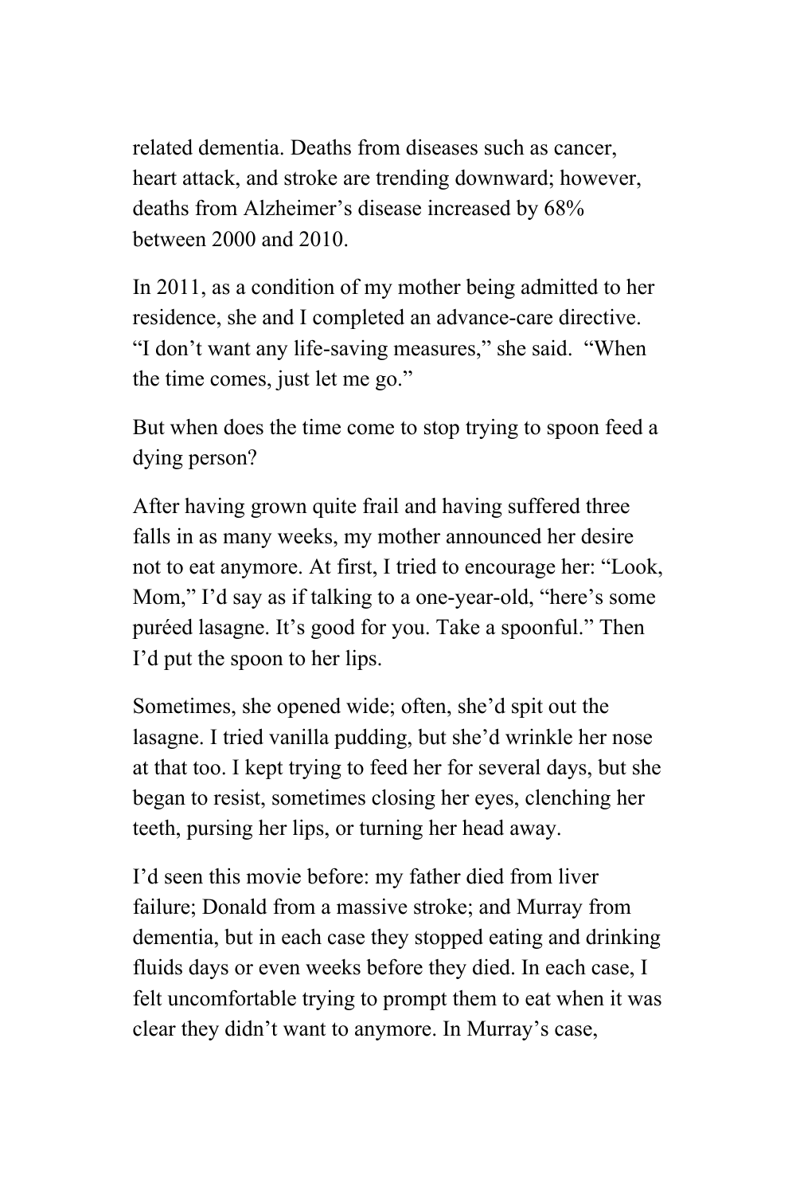related dementia. Deaths from diseases such as cancer, heart attack, and stroke are trending downward; however, deaths from Alzheimer's disease increased by 68% between 2000 and 2010.

In 2011, as a condition of my mother being admitted to her residence, she and I completed an advance-care directive. "I don't want any life-saving measures," she said. "When the time comes, just let me go."

But when does the time come to stop trying to spoon feed a dying person?

After having grown quite frail and having suffered three falls in as many weeks, my mother announced her desire not to eat anymore. At first, I tried to encourage her: "Look, Mom," I'd say as if talking to a one-year-old, "here's some puréed lasagne. It's good for you. Take a spoonful." Then I'd put the spoon to her lips.

Sometimes, she opened wide; often, she'd spit out the lasagne. I tried vanilla pudding, but she'd wrinkle her nose at that too. I kept trying to feed her for several days, but she began to resist, sometimes closing her eyes, clenching her teeth, pursing her lips, or turning her head away.

I'd seen this movie before: my father died from liver failure; Donald from a massive stroke; and Murray from dementia, but in each case they stopped eating and drinking fluids days or even weeks before they died. In each case, I felt uncomfortable trying to prompt them to eat when it was clear they didn't want to anymore. In Murray's case,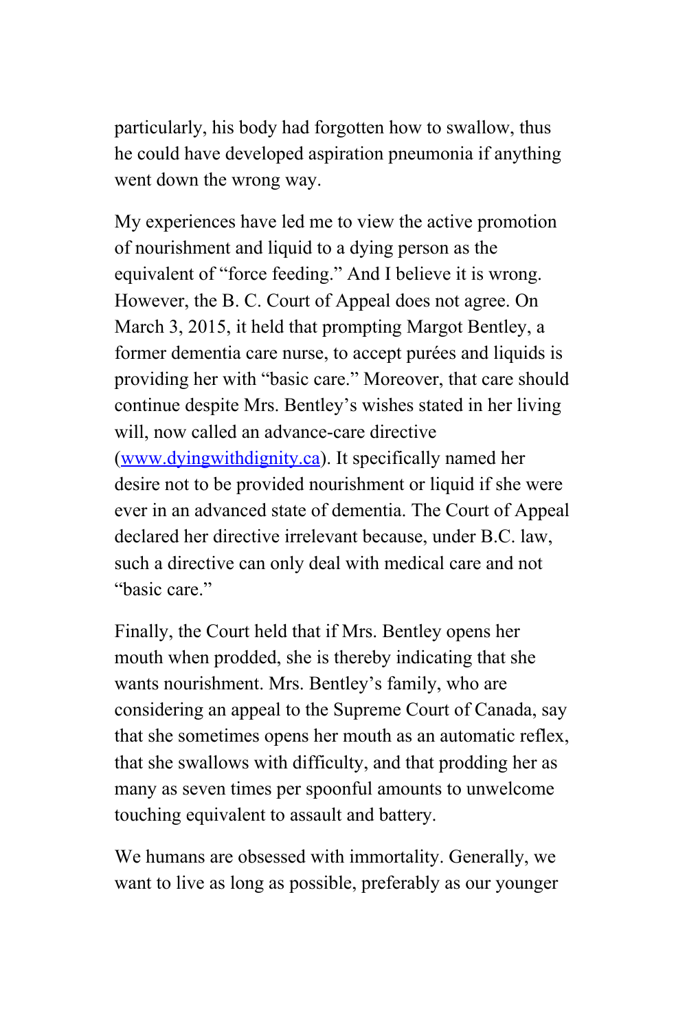particularly, his body had forgotten how to swallow, thus he could have developed aspiration pneumonia if anything went down the wrong way.

My experiences have led me to view the active promotion of nourishment and liquid to a dying person as the equivalent of "force feeding." And I believe it is wrong. However, the B. C. Court of Appeal does not agree. On March 3, 2015, it held that prompting Margot Bentley, a former dementia care nurse, to accept purées and liquids is providing her with "basic care." Moreover, that care should continue despite Mrs. Bentley's wishes stated in her living will, now called an advance-care directive ([www.dyingwithdignity.ca](http://www.dyingwithdignity.ca)). It specifically named her desire not to be provided nourishment or liquid if she were ever in an advanced state of dementia. The Court of Appeal declared her directive irrelevant because, under B.C. law, such a directive can only deal with medical care and not "basic care."

Finally, the Court held that if Mrs. Bentley opens her mouth when prodded, she is thereby indicating that she wants nourishment. Mrs. Bentley's family, who are considering an appeal to the Supreme Court of Canada, say that she sometimes opens her mouth as an automatic reflex, that she swallows with difficulty, and that prodding her as many as seven times per spoonful amounts to unwelcome touching equivalent to assault and battery.

We humans are obsessed with immortality. Generally, we want to live as long as possible, preferably as our younger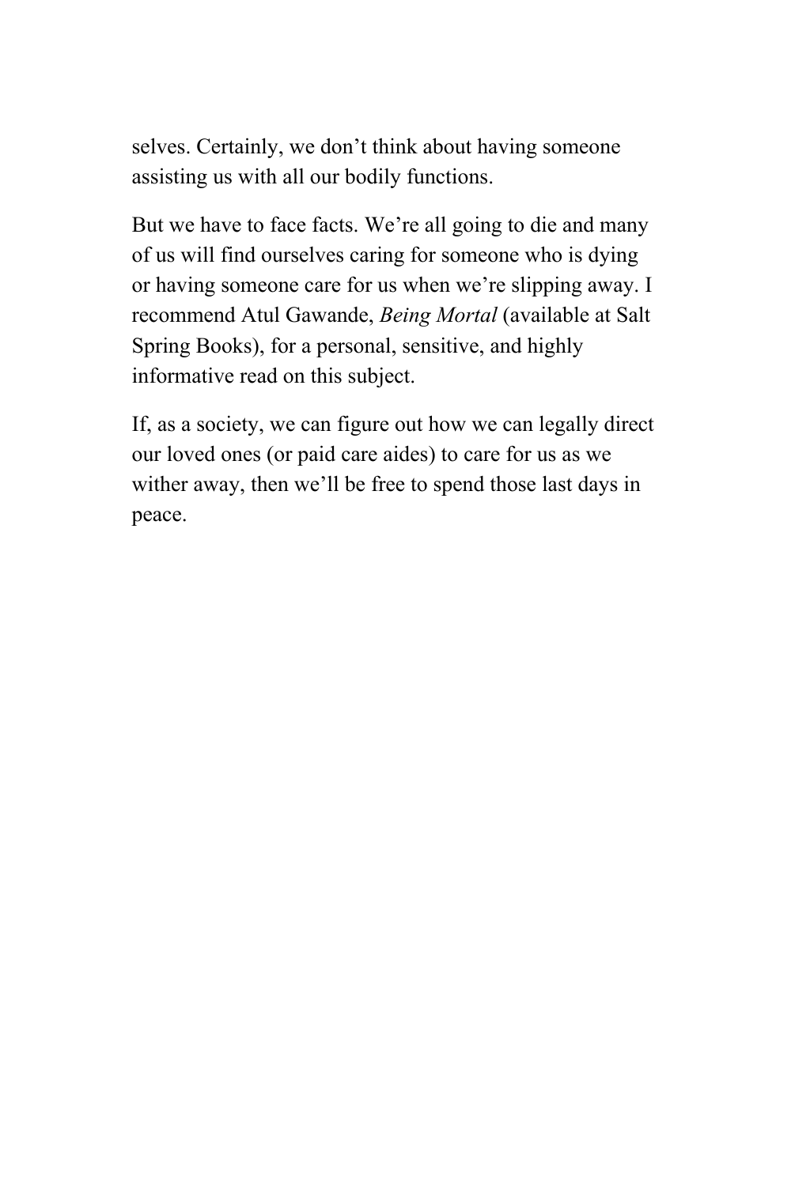selves. Certainly, we don't think about having someone assisting us with all our bodily functions.

But we have to face facts. We're all going to die and many of us will find ourselves caring for someone who is dying or having someone care for us when we're slipping away. I recommend Atul Gawande, *Being Mortal* (available at Salt Spring Books), for a personal, sensitive, and highly informative read on this subject.

If, as a society, we can figure out how we can legally direct our loved ones (or paid care aides) to care for us as we wither away, then we'll be free to spend those last days in peace.